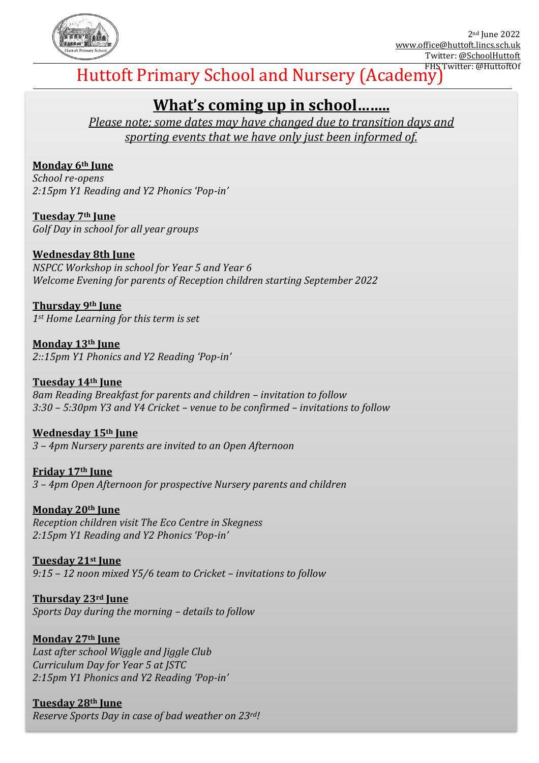2nd June 2022
www.office@huttoft.lincs.sch.uk
Twitter: @SchoolHuttoft
FHS Twitter: @HuttoftOf

# Huttoft Primary School and Nursery (Academy)

## What's coming up in school……..

*Please note; some dates may have changed due to transition days and sporting events that we have only just been informed of.*

**Monday 6th June**
*School re-opens*
*2:15pm Y1 Reading and Y2 Phonics 'Pop-in'*

**Tuesday 7th June**
*Golf Day in school for all year groups*

**Wednesday 8th June**
*NSPCC Workshop in school for Year 5 and Year 6*
*Welcome Evening for parents of Reception children starting September 2022*

**Thursday 9th June**
*1st Home Learning for this term is set*

**Monday 13th June**
*2::15pm Y1 Phonics and Y2 Reading 'Pop-in'*

**Tuesday 14th June**
*8am Reading Breakfast for parents and children – invitation to follow*
*3:30 – 5:30pm Y3 and Y4 Cricket – venue to be confirmed – invitations to follow*

**Wednesday 15th June**
*3 – 4pm Nursery parents are invited to an Open Afternoon*

**Friday 17th June**
*3 – 4pm Open Afternoon for prospective Nursery parents and children*

**Monday 20th June**
*Reception children visit The Eco Centre in Skegness*
*2:15pm Y1 Reading and Y2 Phonics 'Pop-in'*

**Tuesday 21st June**
*9:15 – 12 noon mixed Y5/6 team to Cricket – invitations to follow*

**Thursday 23rd June**
*Sports Day during the morning – details to follow*

**Monday 27th June**
*Last after school Wiggle and Jiggle Club*
*Curriculum Day for Year 5 at JSTC*
*2:15pm Y1 Phonics and Y2 Reading 'Pop-in'*

**Tuesday 28th June**
*Reserve Sports Day in case of bad weather on 23rd!*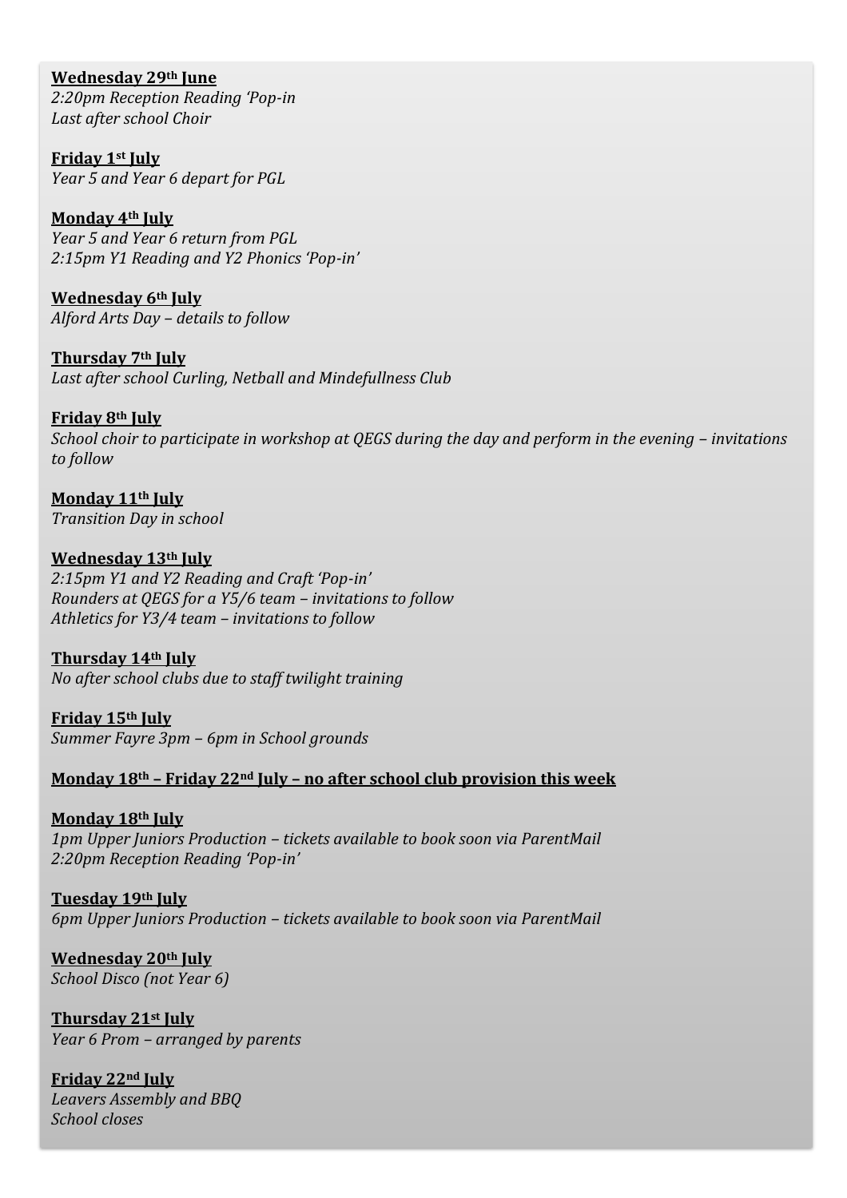**Wednesday 29th June**
*2:20pm Reception Reading 'Pop-in*
*Last after school Choir*

**Friday 1st July**
*Year 5 and Year 6 depart for PGL*

**Monday 4th July**
*Year 5 and Year 6 return from PGL*
*2:15pm Y1 Reading and Y2 Phonics 'Pop-in'*

**Wednesday 6th July**
*Alford Arts Day – details to follow*

**Thursday 7th July**
*Last after school Curling, Netball and Mindefullness Club*

**Friday 8th July**
*School choir to participate in workshop at QEGS during the day and perform in the evening – invitations to follow*

**Monday 11th July**
*Transition Day in school*

**Wednesday 13th July**
*2:15pm Y1 and Y2 Reading and Craft 'Pop-in'*
*Rounders at QEGS for a Y5/6 team – invitations to follow*
*Athletics for Y3/4 team – invitations to follow*

**Thursday 14th July**
*No after school clubs due to staff twilight training*

**Friday 15th July**
*Summer Fayre 3pm – 6pm in School grounds*

**Monday 18th – Friday 22nd July – no after school club provision this week**

**Monday 18th July**
*1pm Upper Juniors Production – tickets available to book soon via ParentMail*
*2:20pm Reception Reading 'Pop-in'*

**Tuesday 19th July**
*6pm Upper Juniors Production – tickets available to book soon via ParentMail*

**Wednesday 20th July**
*School Disco (not Year 6)*

**Thursday 21st July**
*Year 6 Prom – arranged by parents*

**Friday 22nd July**
*Leavers Assembly and BBQ*
*School closes*